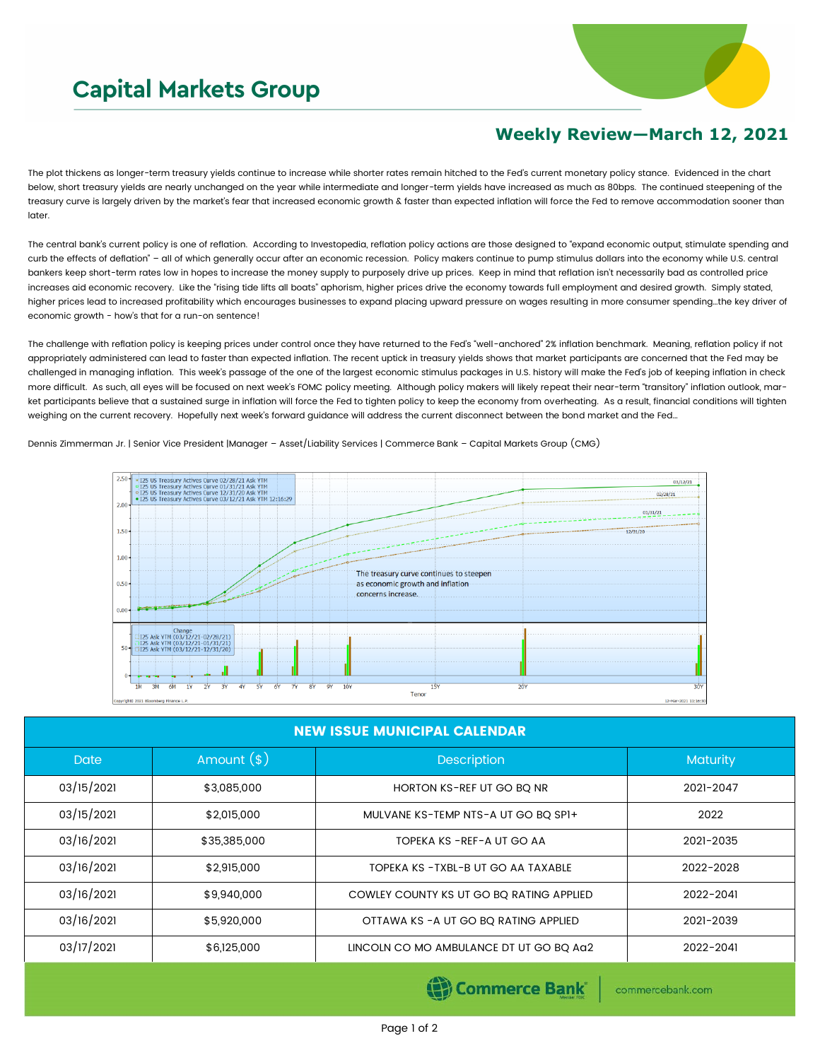# Capital Markets Group

## Weekly Review—March 12, 2021

The plot thickens as longer-term treasury yields continue to increase while shorter rates remain hitched to the Fed's current monetary policy stance. Evidenced in the chart below, short treasury yields are nearly unchanged on the year while intermediate and longer-term yields have increased as much as 80bps. The continued steepening of the treasury curve is largely driven by the market's fear that increased economic growth & faster than expected inflation will force the Fed to remove accommodation sooner than later.

The central bank's current policy is one of reflation. According to Investopedia, reflation policy actions are those designed to "expand economic output, stimulate spending and curb the effects of deflation" – all of which generally occur after an economic recession. Policy makers continue to pump stimulus dollars into the economy while U.S. central bankers keep short-term rates low in hopes to increase the money supply to purposely drive up prices. Keep in mind that reflation isn't necessarily bad as controlled price increases aid economic recovery. Like the "rising tide lifts all boats" aphorism, higher prices drive the economy towards full employment and desired growth. Simply stated, higher prices lead to increased profitability which encourages businesses to expand placing upward pressure on wages resulting in more consumer spending…the key driver of economic growth - how's that for a run-on sentence!

The challenge with reflation policy is keeping prices under control once they have returned to the Fed's "well-anchored" 2% inflation benchmark. Meaning, reflation policy if not appropriately administered can lead to faster than expected inflation. The recent uptick in treasury yields shows that market participants are concerned that the Fed may be challenged in managing inflation. This week's passage of the one of the largest economic stimulus packages in U.S. history will make the Fed's job of keeping inflation in check more difficult. As such, all eyes will be focused on next week's FOMC policy meeting. Although policy makers will likely repeat their near-term "transitory" inflation outlook, market participants believe that a sustained surge in inflation will force the Fed to tighten policy to keep the economy from overheating. As a result, financial conditions will tighten weighing on the current recovery. Hopefully next week's forward guidance will address the current disconnect between the bond market and the Fed…

Dennis Zimmerman Jr. | Senior Vice President |Manager – Asset/Liability Services | Commerce Bank – Capital Markets Group (CMG)

The treasury curve continues to steepen as economic growth and inflation concerns increase.

| NEW ISSUE MUNICIPAL CALENDAR | | | |
|---|---|---|---|
| Date | Amount ($) | Description | Maturity |
| 03/15/2021 | $3,085,000 | HORTON KS-REF UT GO BQ NR | 2021-2047 |
| 03/15/2021 | $2,015,000 | MULVANE KS-TEMP NTS-A UT GO BQ SP1+ | 2022 |
| 03/16/2021 | $35,385,000 | TOPEKA KS -REF-A UT GO AA | 2021-2035 |
| 03/16/2021 | $2,915,000 | TOPEKA KS -TXBL-B UT GO AA TAXABLE | 2022-2028 |
| 03/16/2021 | $9,940,000 | COWLEY COUNTY KS UT GO BQ RATING APPLIED | 2022-2041 |
| 03/16/2021 | $5,920,000 | OTTAWA KS -A UT GO BQ RATING APPLIED | 2021-2039 |
| 03/17/2021 | $6,125,000 | LINCOLN CO MO AMBULANCE DT UT GO BQ Aa2 | 2022-2041 |

Commerce Bank | commercebank.com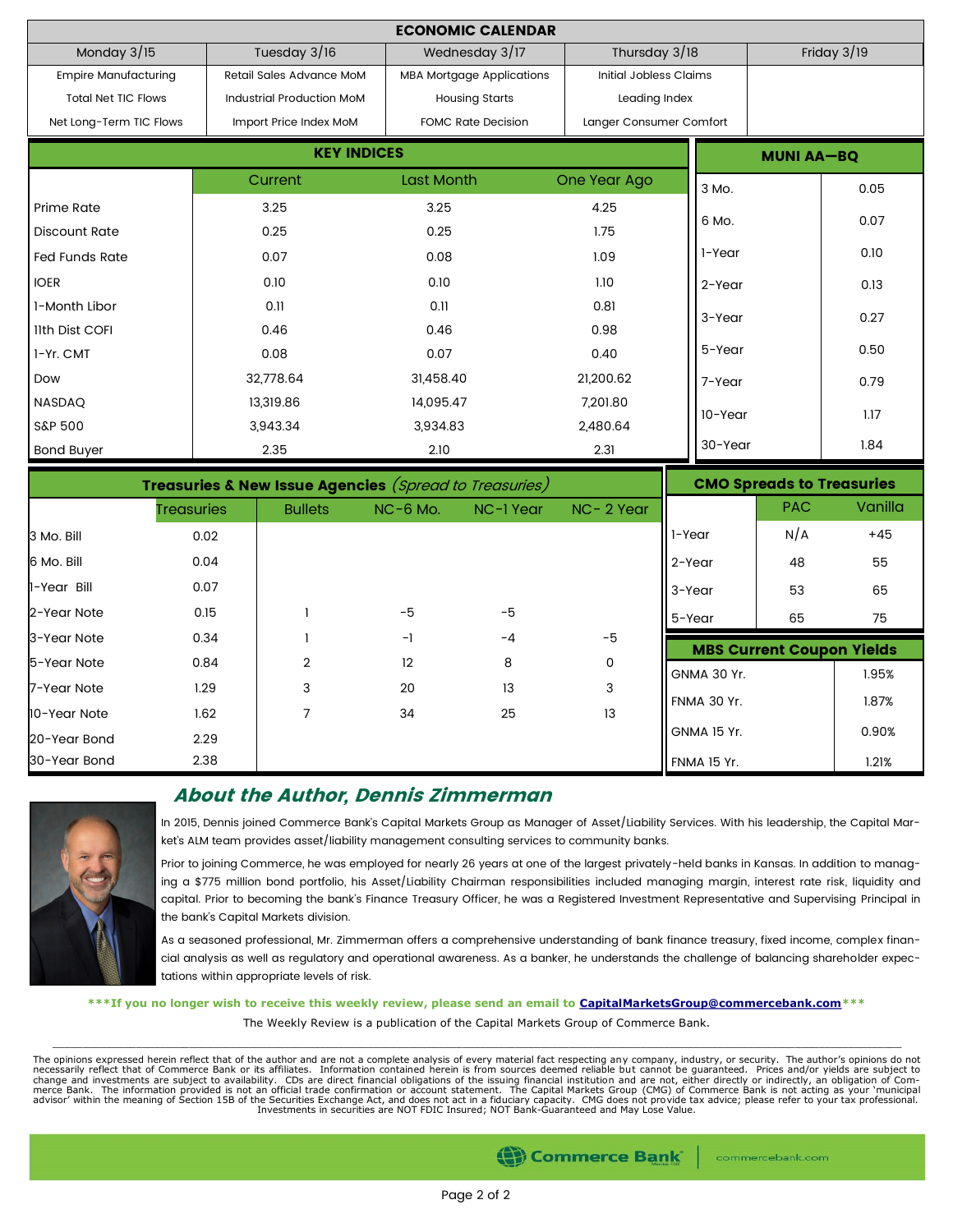## ECONOMIC CALENDAR

| Monday 3/15 | Tuesday 3/16 | Wednesday 3/17 | Thursday 3/18 | Friday 3/19 |
|---|---|---|---|---|
| Empire Manufacturing | Retail Sales Advance MoM | MBA Mortgage Applications | Initial Jobless Claims | |
| Total Net TIC Flows | Industrial Production MoM | Housing Starts | Leading Index | |
| Net Long-Term TIC Flows | Import Price Index MoM | FOMC Rate Decision | Langer Consumer Comfort | |

## KEY INDICES

| | Current | Last Month | One Year Ago |
|---|---|---|---|
| Prime Rate | 3.25 | 3.25 | 4.25 |
| Discount Rate | 0.25 | 0.25 | 1.75 |
| Fed Funds Rate | 0.07 | 0.08 | 1.09 |
| IOER | 0.10 | 0.10 | 1.10 |
| 1-Month Libor | 0.11 | 0.11 | 0.81 |
| 11th Dist COFI | 0.46 | 0.46 | 0.98 |
| 1-Yr. CMT | 0.08 | 0.07 | 0.40 |
| Dow | 32,778.64 | 31,458.40 | 21,200.62 |
| NASDAQ | 13,319.86 | 14,095.47 | 7,201.80 |
| S&P 500 | 3,943.34 | 3,934.83 | 2,480.64 |
| Bond Buyer | 2.35 | 2.10 | 2.31 |

## MUNI AA—BQ

| | |
|---|---|
| 3 Mo. | 0.05 |
| 6 Mo. | 0.07 |
| 1-Year | 0.10 |
| 2-Year | 0.13 |
| 3-Year | 0.27 |
| 5-Year | 0.50 |
| 7-Year | 0.79 |
| 10-Year | 1.17 |
| 30-Year | 1.84 |

## Treasuries & New Issue Agencies *(Spread to Treasuries)*

| | Treasuries | Bullets | NC-6 Mo. | NC-1 Year | NC- 2 Year |
|---|---|---|---|---|---|
| 3 Mo. Bill | 0.02 | | | | |
| 6 Mo. Bill | 0.04 | | | | |
| 1-Year Bill | 0.07 | | | | |
| 2-Year Note | 0.15 | 1 | -5 | -5 | |
| 3-Year Note | 0.34 | 1 | -1 | -4 | -5 |
| 5-Year Note | 0.84 | 2 | 12 | 8 | 0 |
| 7-Year Note | 1.29 | 3 | 20 | 13 | 3 |
| 10-Year Note | 1.62 | 7 | 34 | 25 | 13 |
| 20-Year Bond | 2.29 | | | | |
| 30-Year Bond | 2.38 | | | | |

## CMO Spreads to Treasuries

| | PAC | Vanilla |
|---|---|---|
| 1-Year | N/A | +45 |
| 2-Year | 48 | 55 |
| 3-Year | 53 | 65 |
| 5-Year | 65 | 75 |

## MBS Current Coupon Yields

| | |
|---|---|
| GNMA 30 Yr. | 1.95% |
| FNMA 30 Yr. | 1.87% |
| GNMA 15 Yr. | 0.90% |
| FNMA 15 Yr. | 1.21% |

## *About the Author, Dennis Zimmerman*

In 2015, Dennis joined Commerce Bank's Capital Markets Group as Manager of Asset/Liability Services. With his leadership, the Capital Market's ALM team provides asset/liability management consulting services to community banks.

Prior to joining Commerce, he was employed for nearly 26 years at one of the largest privately-held banks in Kansas. In addition to managing a $775 million bond portfolio, his Asset/Liability Chairman responsibilities included managing margin, interest rate risk, liquidity and capital. Prior to becoming the bank's Finance Treasury Officer, he was a Registered Investment Representative and Supervising Principal in the bank's Capital Markets division.

As a seasoned professional, Mr. Zimmerman offers a comprehensive understanding of bank finance treasury, fixed income, complex financial analysis as well as regulatory and operational awareness. As a banker, he understands the challenge of balancing shareholder expectations within appropriate levels of risk.

**\*\*\*If you no longer wish to receive this weekly review, please send an email to CapitalMarketsGroup@commercebank.com\*\*\***

The Weekly Review is a publication of the Capital Markets Group of Commerce Bank.

The opinions expressed herein reflect that of the author and are not a complete analysis of every material fact respecting any company, industry, or security. The author's opinions do not necessarily reflect that of Commerce Bank or its affiliates. Information contained herein is from sources deemed reliable but cannot be guaranteed. Prices and/or yields are subject to change and investments are subject to availability. CDs are direct financial obligations of the issuing financial institution and are not, either directly or indirectly, an obligation of Commerce Bank. The information provided is not an official trade confirmation or account statement. The Capital Markets Group (CMG) of Commerce Bank is not acting as your 'municipal advisor' within the meaning of Section 15B of the Securities Exchange Act, and does not act in a fiduciary capacity. CMG does not provide tax advice; please refer to your tax professional. Investments in securities are NOT FDIC Insured; NOT Bank-Guaranteed and May Lose Value.

Commerce Bank | commercebank.com